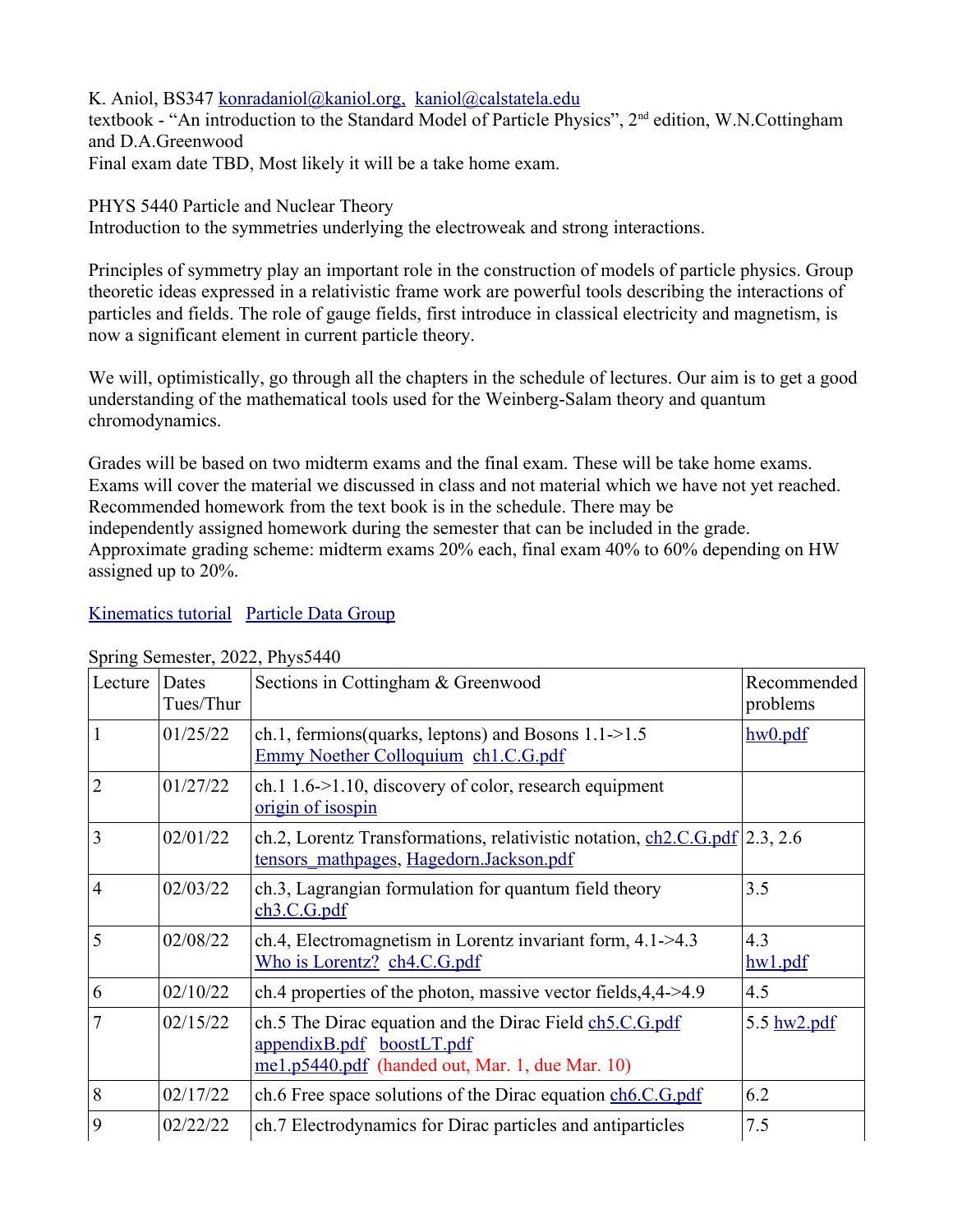K. Aniol, BS347 konradaniol@kaniol.org, kaniol@calstatela.edu
textbook - "An introduction to the Standard Model of Particle Physics", 2nd edition, W.N.Cottingham and D.A.Greenwood
Final exam date TBD, Most likely it will be a take home exam.

PHYS 5440 Particle and Nuclear Theory
Introduction to the symmetries underlying the electroweak and strong interactions.

Principles of symmetry play an important role in the construction of models of particle physics. Group theoretic ideas expressed in a relativistic frame work are powerful tools describing the interactions of particles and fields. The role of gauge fields, first introduce in classical electricity and magnetism, is now a significant element in current particle theory.

We will, optimistically, go through all the chapters in the schedule of lectures. Our aim is to get a good understanding of the mathematical tools used for the Weinberg-Salam theory and quantum chromodynamics.

Grades will be based on two midterm exams and the final exam. These will be take home exams. Exams will cover the material we discussed in class and not material which we have not yet reached. Recommended homework from the text book is in the schedule. There may be independently assigned homework during the semester that can be included in the grade. Approximate grading scheme: midterm exams 20% each, final exam 40% to 60% depending on HW assigned up to 20%.

Kinematics tutorial   Particle Data Group

Spring Semester, 2022, Phys5440

| Lecture | Dates Tues/Thur | Sections in Cottingham & Greenwood | Recommended problems |
|---|---|---|---|
| 1 | 01/25/22 | ch.1, fermions(quarks, leptons) and Bosons 1.1->1.5 Emmy Noether Colloquium ch1.C.G.pdf | hw0.pdf |
| 2 | 01/27/22 | ch.1 1.6->1.10, discovery of color, research equipment origin of isospin | |
| 3 | 02/01/22 | ch.2, Lorentz Transformations, relativistic notation, ch2.C.G.pdf tensors_mathpages, Hagedorn.Jackson.pdf | 2.3, 2.6 |
| 4 | 02/03/22 | ch.3, Lagrangian formulation for quantum field theory ch3.C.G.pdf | 3.5 |
| 5 | 02/08/22 | ch.4, Electromagnetism in Lorentz invariant form, 4.1->4.3 Who is Lorentz? ch4.C.G.pdf | 4.3 hw1.pdf |
| 6 | 02/10/22 | ch.4 properties of the photon, massive vector fields,4,4->4.9 | 4.5 |
| 7 | 02/15/22 | ch.5 The Dirac equation and the Dirac Field ch5.C.G.pdf appendixB.pdf boostLT.pdf me1.p5440.pdf (handed out, Mar. 1, due Mar. 10) | 5.5 hw2.pdf |
| 8 | 02/17/22 | ch.6 Free space solutions of the Dirac equation ch6.C.G.pdf | 6.2 |
| 9 | 02/22/22 | ch.7 Electrodynamics for Dirac particles and antiparticles | 7.5 |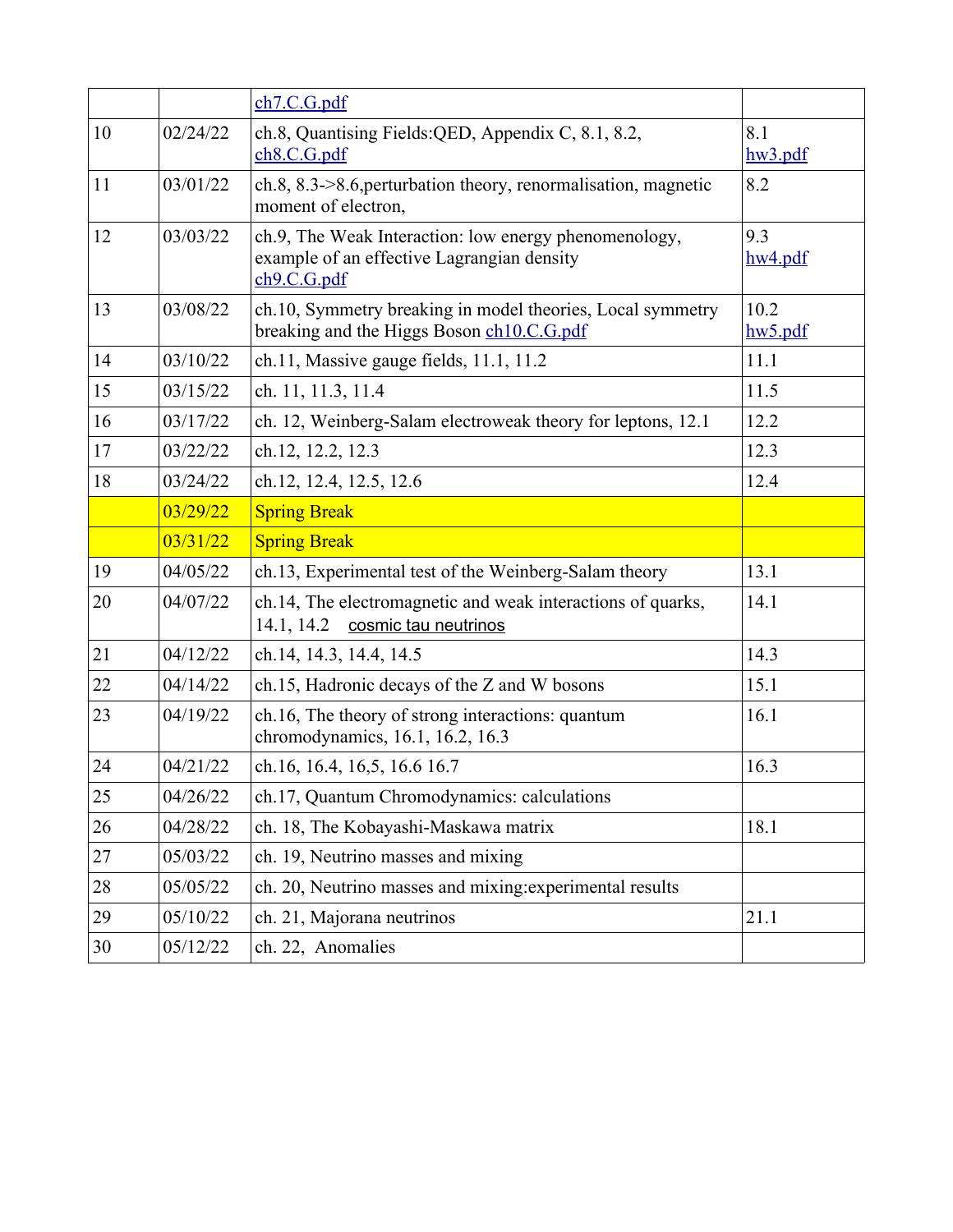| | | | |
|---|---|---|---|
| | | ch7.C.G.pdf | |
| 10 | 02/24/22 | ch.8, Quantising Fields:QED, Appendix C, 8.1, 8.2, ch8.C.G.pdf | 8.1 hw3.pdf |
| 11 | 03/01/22 | ch.8, 8.3->8.6,perturbation theory, renormalisation, magnetic moment of electron, | 8.2 |
| 12 | 03/03/22 | ch.9, The Weak Interaction: low energy phenomenology, example of an effective Lagrangian density ch9.C.G.pdf | 9.3 hw4.pdf |
| 13 | 03/08/22 | ch.10, Symmetry breaking in model theories, Local symmetry breaking and the Higgs Boson ch10.C.G.pdf | 10.2 hw5.pdf |
| 14 | 03/10/22 | ch.11, Massive gauge fields, 11.1, 11.2 | 11.1 |
| 15 | 03/15/22 | ch. 11, 11.3, 11.4 | 11.5 |
| 16 | 03/17/22 | ch. 12, Weinberg-Salam electroweak theory for leptons, 12.1 | 12.2 |
| 17 | 03/22/22 | ch.12, 12.2, 12.3 | 12.3 |
| 18 | 03/24/22 | ch.12, 12.4, 12.5, 12.6 | 12.4 |
| | 03/29/22 | Spring Break | |
| | 03/31/22 | Spring Break | |
| 19 | 04/05/22 | ch.13, Experimental test of the Weinberg-Salam theory | 13.1 |
| 20 | 04/07/22 | ch.14, The electromagnetic and weak interactions of quarks, 14.1, 14.2 cosmic tau neutrinos | 14.1 |
| 21 | 04/12/22 | ch.14, 14.3, 14.4, 14.5 | 14.3 |
| 22 | 04/14/22 | ch.15, Hadronic decays of the Z and W bosons | 15.1 |
| 23 | 04/19/22 | ch.16, The theory of strong interactions: quantum chromodynamics, 16.1, 16.2, 16.3 | 16.1 |
| 24 | 04/21/22 | ch.16, 16.4, 16,5, 16.6 16.7 | 16.3 |
| 25 | 04/26/22 | ch.17, Quantum Chromodynamics: calculations | |
| 26 | 04/28/22 | ch. 18, The Kobayashi-Maskawa matrix | 18.1 |
| 27 | 05/03/22 | ch. 19, Neutrino masses and mixing | |
| 28 | 05/05/22 | ch. 20, Neutrino masses and mixing:experimental results | |
| 29 | 05/10/22 | ch. 21, Majorana neutrinos | 21.1 |
| 30 | 05/12/22 | ch. 22, Anomalies | |